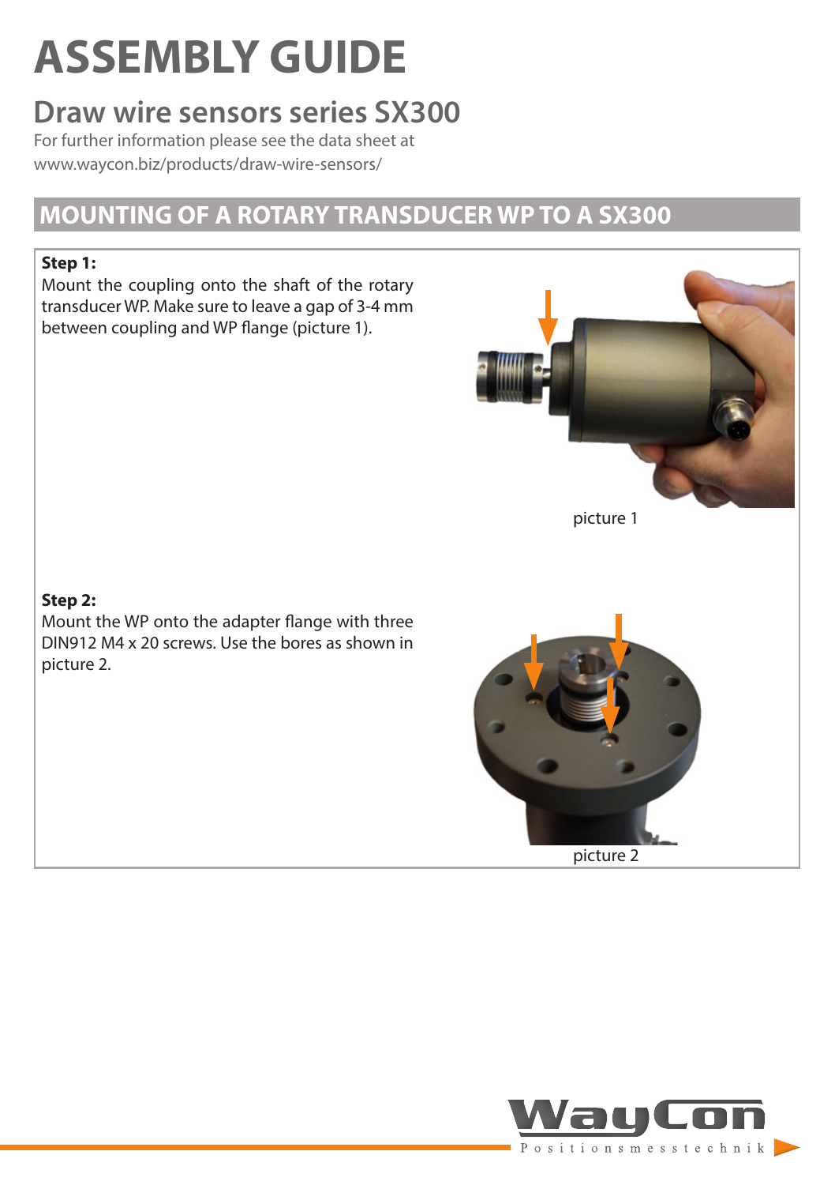# ASSEMBLY GUIDE

## Draw wire sensors series SX300

For further information please see the data sheet at
www.waycon.biz/products/draw-wire-sensors/

## MOUNTING OF A ROTARY TRANSDUCER WP TO A SX300

**Step 1:**
Mount the coupling onto the shaft of the rotary transducer WP. Make sure to leave a gap of 3-4 mm between coupling and WP flange (picture 1).

picture 1

**Step 2:**
Mount the WP onto the adapter flange with three DIN912 M4 x 20 screws. Use the bores as shown in picture 2.

picture 2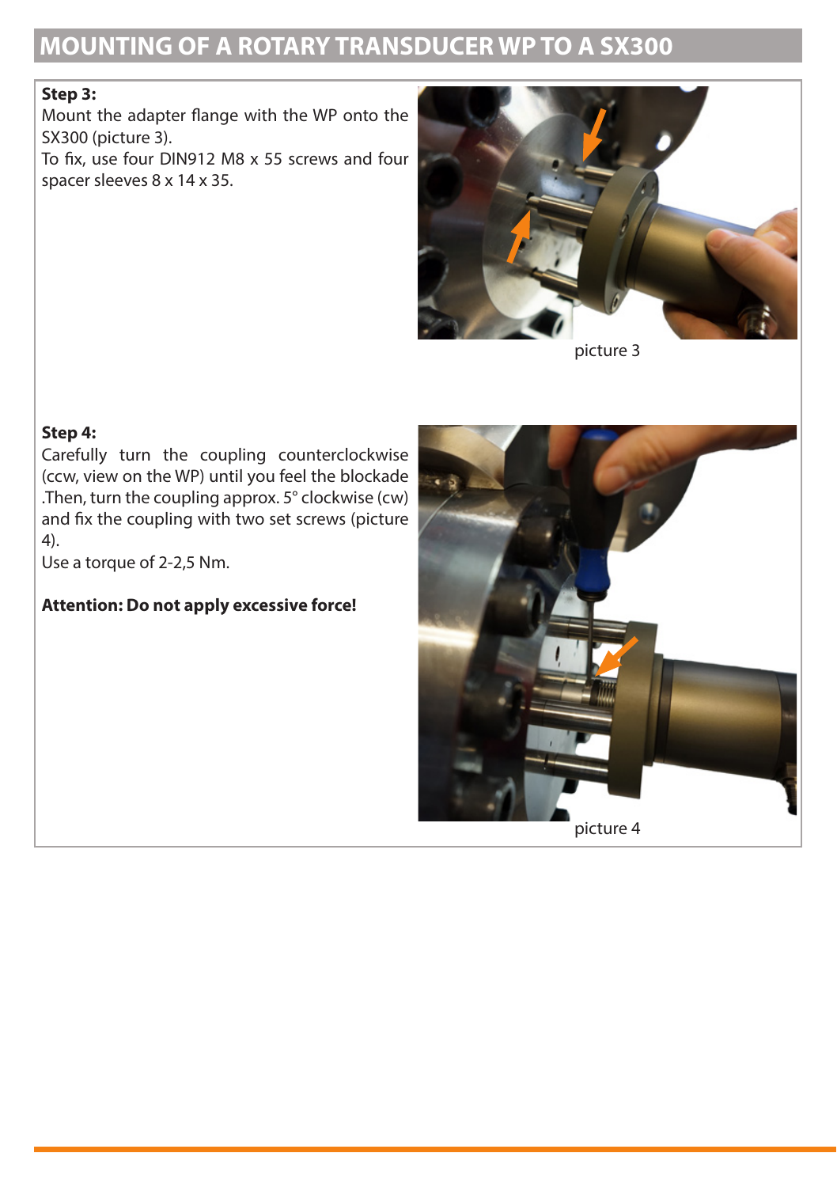# MOUNTING OF A ROTARY TRANSDUCER WP TO A SX300

**Step 3:**

Mount the adapter flange with the WP onto the SX300 (picture 3).

To fix, use four DIN912 M8 x 55 screws and four spacer sleeves 8 x 14 x 35.

picture 3

**Step 4:**

Carefully turn the coupling counterclockwise (ccw, view on the WP) until you feel the blockade .Then, turn the coupling approx. 5° clockwise (cw) and fix the coupling with two set screws (picture 4).

Use a torque of 2-2,5 Nm.

**Attention: Do not apply excessive force!**

picture 4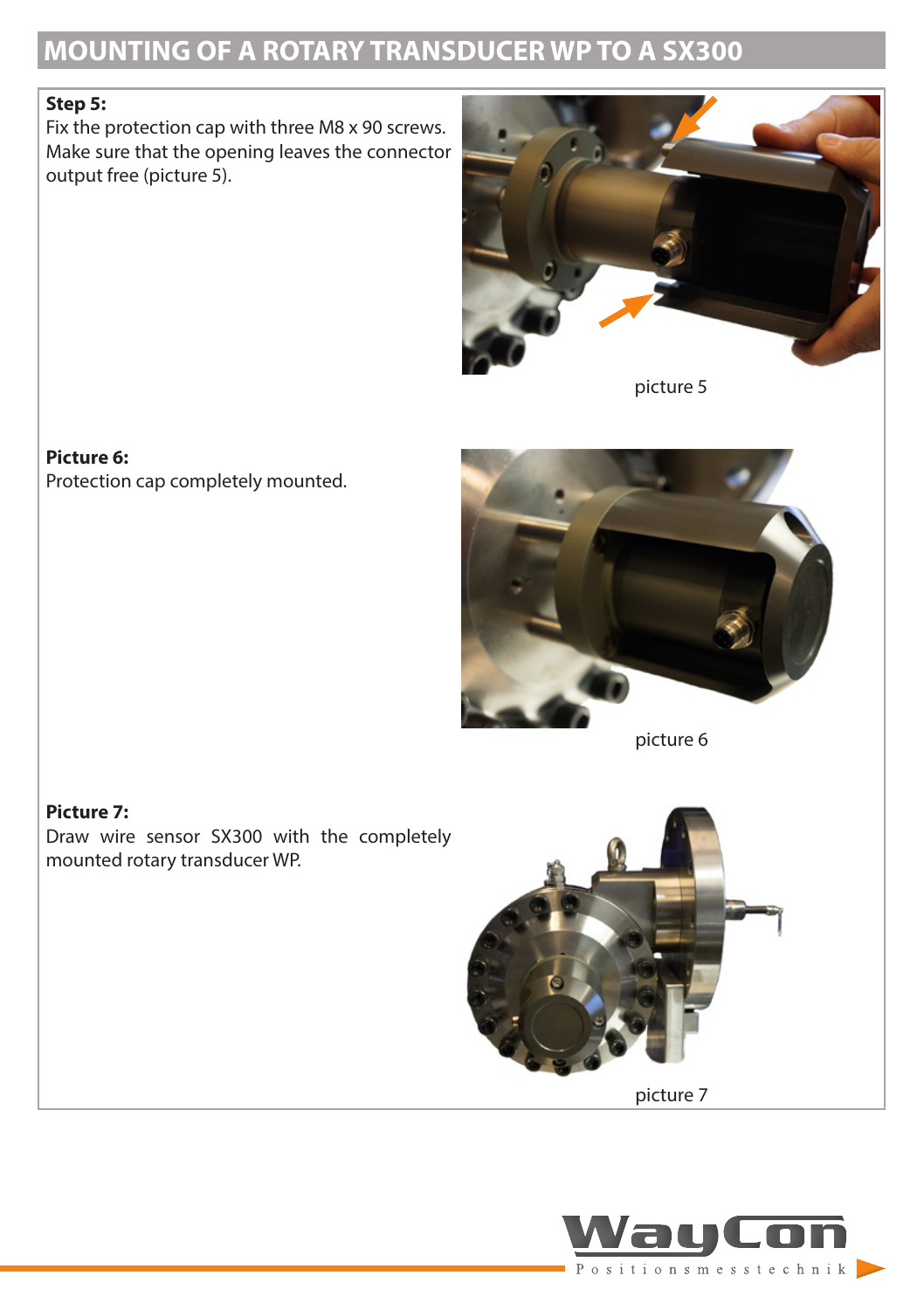# MOUNTING OF A ROTARY TRANSDUCER WP TO A SX300

**Step 5:**
Fix the protection cap with three M8 x 90 screws. Make sure that the opening leaves the connector output free (picture 5).

picture 5

**Picture 6:**
Protection cap completely mounted.

picture 6

**Picture 7:**
Draw wire sensor SX300 with the completely mounted rotary transducer WP.

picture 7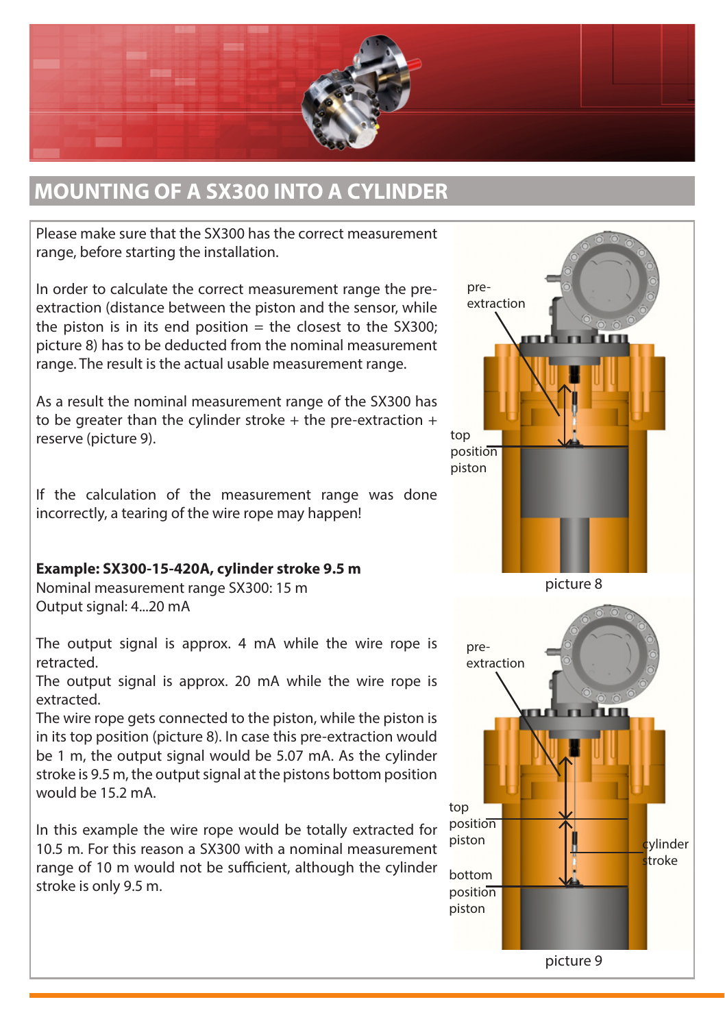# MOUNTING OF A SX300 INTO A CYLINDER

Please make sure that the SX300 has the correct measurement range, before starting the installation.

In order to calculate the correct measurement range the pre-extraction (distance between the piston and the sensor, while the piston is in its end position = the closest to the SX300; picture 8) has to be deducted from the nominal measurement range. The result is the actual usable measurement range.

As a result the nominal measurement range of the SX300 has to be greater than the cylinder stroke + the pre-extraction + reserve (picture 9).

If the calculation of the measurement range was done incorrectly, a tearing of the wire rope may happen!

**Example: SX300-15-420A, cylinder stroke 9.5 m**
Nominal measurement range SX300: 15 m
Output signal: 4...20 mA

The output signal is approx. 4 mA while the wire rope is retracted.
The output signal is approx. 20 mA while the wire rope is extracted.
The wire rope gets connected to the piston, while the piston is in its top position (picture 8). In case this pre-extraction would be 1 m, the output signal would be 5.07 mA. As the cylinder stroke is 9.5 m, the output signal at the pistons bottom position would be 15.2 mA.

In this example the wire rope would be totally extracted for 10.5 m. For this reason a SX300 with a nominal measurement range of 10 m would not be sufficient, although the cylinder stroke is only 9.5 m.

pre-extraction

top position piston

picture 8

pre-extraction

top position piston

cylinder stroke

bottom position piston

picture 9